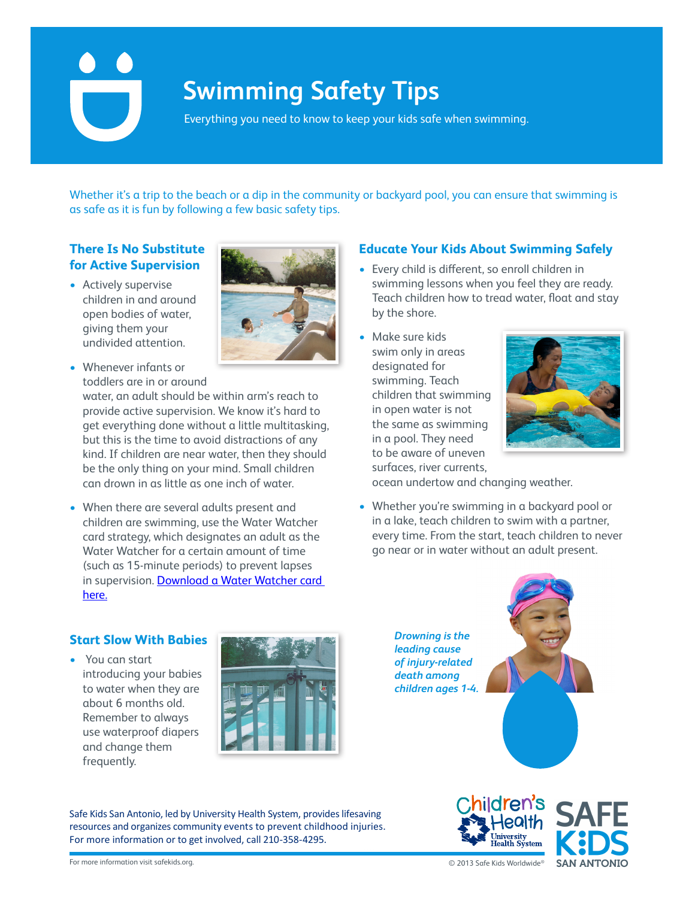# Swimming Safety Tips

Everything you need to know to keep your kids safe when swimming.

Whether it's a trip to the beach or a dip in the community or backyard pool, you can ensure that swimming is as safe as it is fun by following a few basic safety tips.

## There Is No Substitute for Active Supervision

- Actively supervise children in and around open bodies of water, giving them your undivided attention.
- Whenever infants or toddlers are in or around water, an adult should be within arm's reach to provide active supervision. We know it's hard to get everything done without a little multitasking, but this is the time to avoid distractions of any kind. If children are near water, then they should be the only thing on your mind. Small children can drown in as little as one inch of water.
- When there are several adults present and children are swimming, use the Water Watcher card strategy, which designates an adult as the Water Watcher for a certain amount of time (such as 15-minute periods) to prevent lapses in supervision. [Download a Water Watcher card here.]

## Start Slow With Babies

- You can start introducing your babies to water when they are about 6 months old. Remember to always use waterproof diapers and change them frequently.

## Educate Your Kids About Swimming Safely

- Every child is different, so enroll children in swimming lessons when you feel they are ready. Teach children how to tread water, float and stay by the shore.
- Make sure kids swim only in areas designated for swimming. Teach children that swimming in open water is not the same as swimming in a pool. They need to be aware of uneven surfaces, river currents, ocean undertow and changing weather.
- Whether you're swimming in a backyard pool or in a lake, teach children to swim with a partner, every time. From the start, teach children to never go near or in water without an adult present.

***Drowning is the leading cause of injury-related death among children ages 1-4.***

Safe Kids San Antonio, led by University Health System, provides lifesaving resources and organizes community events to prevent childhood injuries. For more information or to get involved, call 210-358-4295.

For more information visit safekids.org.

© 2013 Safe Kids Worldwide®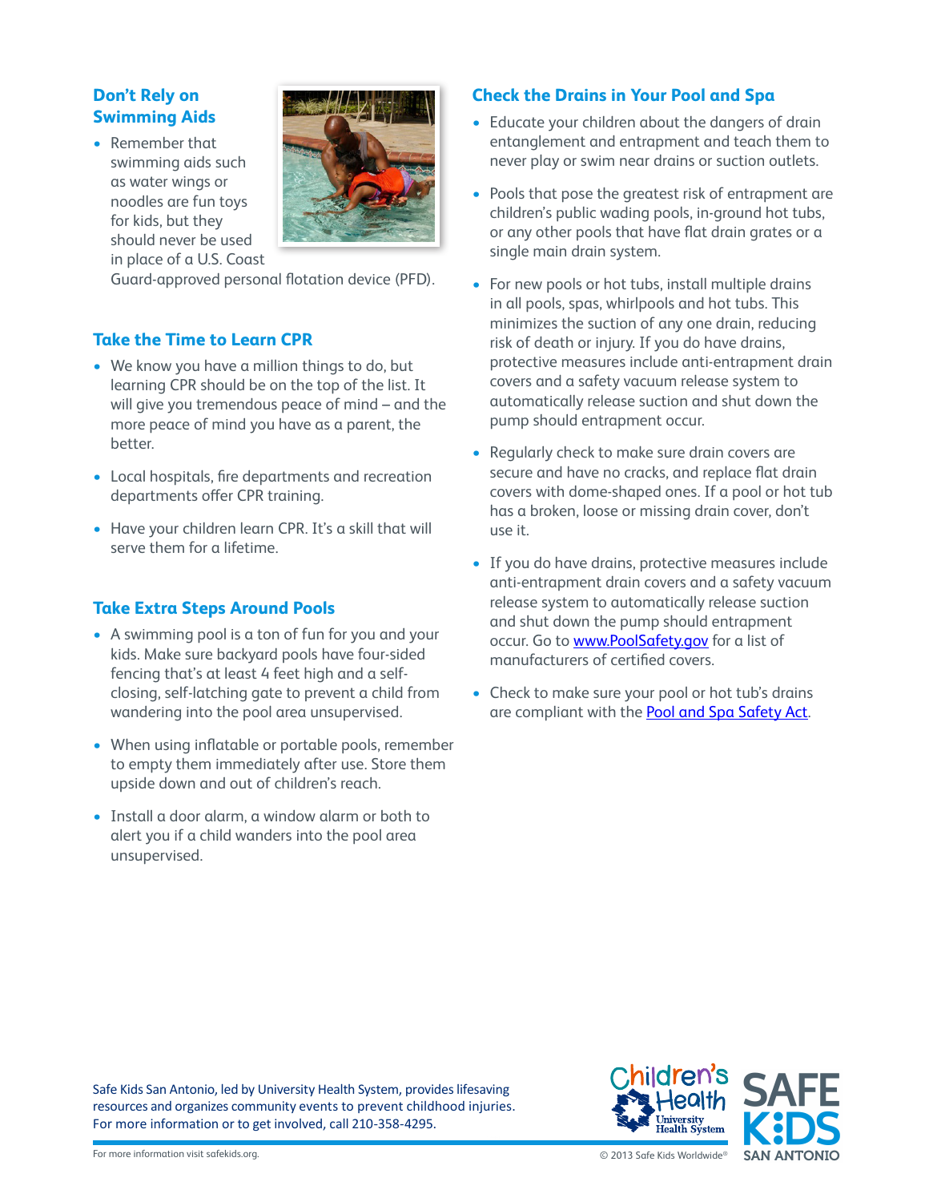## Don't Rely on Swimming Aids

- Remember that swimming aids such as water wings or noodles are fun toys for kids, but they should never be used in place of a U.S. Coast Guard-approved personal flotation device (PFD).

## Take the Time to Learn CPR

- We know you have a million things to do, but learning CPR should be on the top of the list. It will give you tremendous peace of mind – and the more peace of mind you have as a parent, the better.
- Local hospitals, fire departments and recreation departments offer CPR training.
- Have your children learn CPR. It's a skill that will serve them for a lifetime.

## Take Extra Steps Around Pools

- A swimming pool is a ton of fun for you and your kids. Make sure backyard pools have four-sided fencing that's at least 4 feet high and a self-closing, self-latching gate to prevent a child from wandering into the pool area unsupervised.
- When using inflatable or portable pools, remember to empty them immediately after use. Store them upside down and out of children's reach.
- Install a door alarm, a window alarm or both to alert you if a child wanders into the pool area unsupervised.

## Check the Drains in Your Pool and Spa

- Educate your children about the dangers of drain entanglement and entrapment and teach them to never play or swim near drains or suction outlets.
- Pools that pose the greatest risk of entrapment are children's public wading pools, in-ground hot tubs, or any other pools that have flat drain grates or a single main drain system.
- For new pools or hot tubs, install multiple drains in all pools, spas, whirlpools and hot tubs. This minimizes the suction of any one drain, reducing risk of death or injury. If you do have drains, protective measures include anti-entrapment drain covers and a safety vacuum release system to automatically release suction and shut down the pump should entrapment occur.
- Regularly check to make sure drain covers are secure and have no cracks, and replace flat drain covers with dome-shaped ones. If a pool or hot tub has a broken, loose or missing drain cover, don't use it.
- If you do have drains, protective measures include anti-entrapment drain covers and a safety vacuum release system to automatically release suction and shut down the pump should entrapment occur. Go to www.PoolSafety.gov for a list of manufacturers of certified covers.
- Check to make sure your pool or hot tub's drains are compliant with the Pool and Spa Safety Act.

Safe Kids San Antonio, led by University Health System, provides lifesaving resources and organizes community events to prevent childhood injuries. For more information or to get involved, call 210-358-4295.

For more information visit safekids.org.

© 2013 Safe Kids Worldwide®